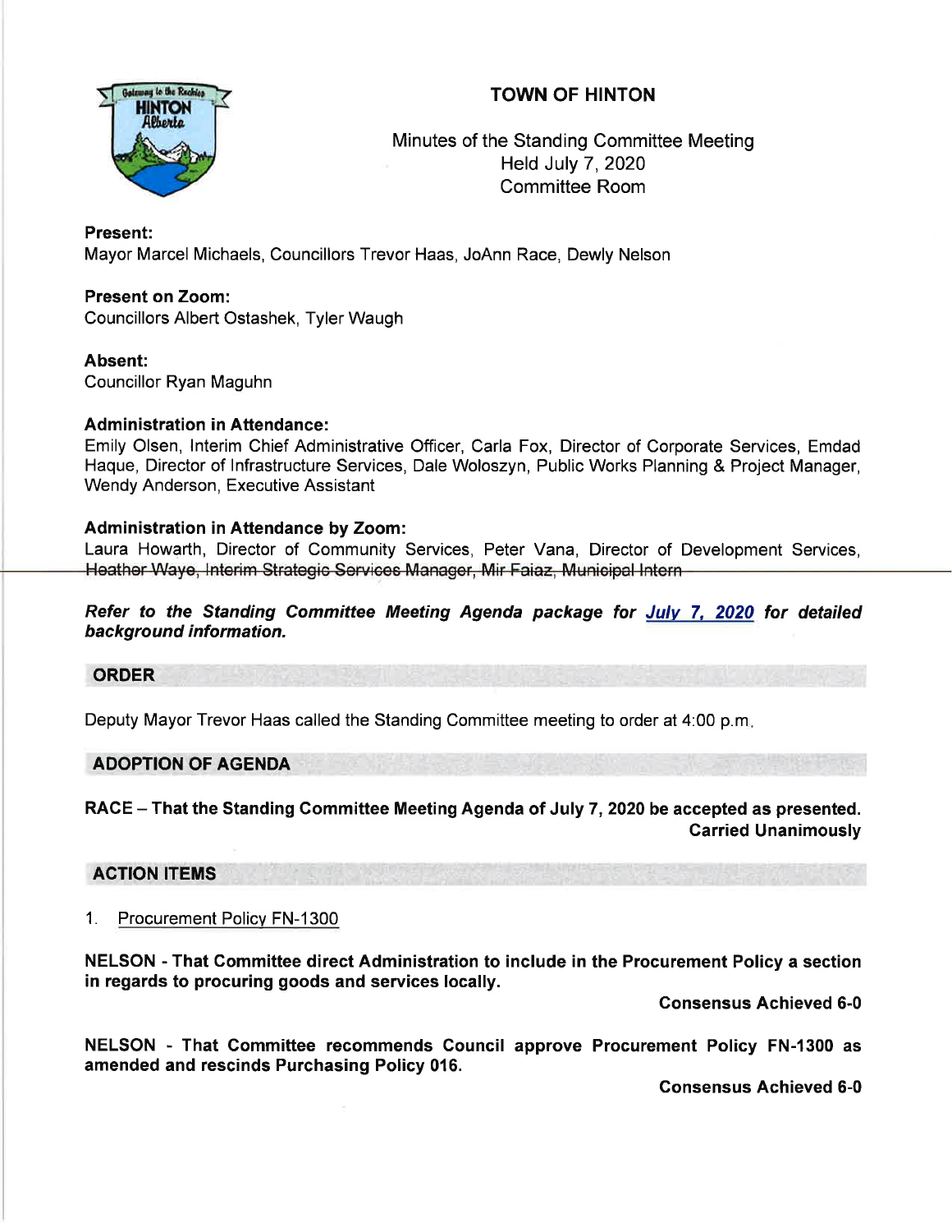# TOWN OF HINTON

Minutes of the Standing Committee Meeting
Held July 7, 2020
Committee Room

**Present:**
Mayor Marcel Michaels, Councillors Trevor Haas, JoAnn Race, Dewly Nelson

**Present on Zoom:**
Councillors Albert Ostashek, Tyler Waugh

**Absent:**
Councillor Ryan Maguhn

**Administration in Attendance:**
Emily Olsen, Interim Chief Administrative Officer, Carla Fox, Director of Corporate Services, Emdad Haque, Director of Infrastructure Services, Dale Woloszyn, Public Works Planning & Project Manager, Wendy Anderson, Executive Assistant

**Administration in Attendance by Zoom:**
Laura Howarth, Director of Community Services, Peter Vana, Director of Development Services, Heather Waye, Interim Strategic Services Manager, Mir Faiaz, Municipal Intern

***Refer to the Standing Committee Meeting Agenda package for July 7, 2020 for detailed background information.***

## ORDER

Deputy Mayor Trevor Haas called the Standing Committee meeting to order at 4:00 p.m.

## ADOPTION OF AGENDA

**RACE – That the Standing Committee Meeting Agenda of July 7, 2020 be accepted as presented.**
**Carried Unanimously**

## ACTION ITEMS

1. Procurement Policy FN-1300

**NELSON - That Committee direct Administration to include in the Procurement Policy a section in regards to procuring goods and services locally.**
**Consensus Achieved 6-0**

**NELSON - That Committee recommends Council approve Procurement Policy FN-1300 as amended and rescinds Purchasing Policy 016.**
**Consensus Achieved 6-0**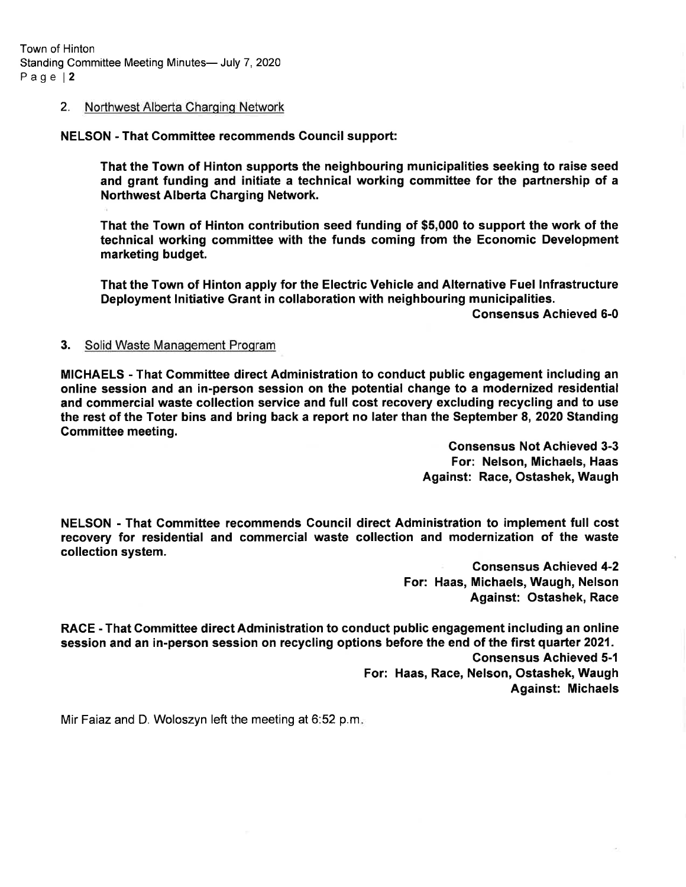2. Northwest Alberta Charging Network

**NELSON - That Committee recommends Council support:**

> **That the Town of Hinton supports the neighbouring municipalities seeking to raise seed and grant funding and initiate a technical working committee for the partnership of a Northwest Alberta Charging Network.**
>
> **That the Town of Hinton contribution seed funding of $5,000 to support the work of the technical working committee with the funds coming from the Economic Development marketing budget.**
>
> **That the Town of Hinton apply for the Electric Vehicle and Alternative Fuel Infrastructure Deployment Initiative Grant in collaboration with neighbouring municipalities.**

**Consensus Achieved 6-0**

3. Solid Waste Management Program

**MICHAELS - That Committee direct Administration to conduct public engagement including an online session and an in-person session on the potential change to a modernized residential and commercial waste collection service and full cost recovery excluding recycling and to use the rest of the Toter bins and bring back a report no later than the September 8, 2020 Standing Committee meeting.**

**Consensus Not Achieved 3-3**
**For: Nelson, Michaels, Haas**
**Against: Race, Ostashek, Waugh**

**NELSON - That Committee recommends Council direct Administration to implement full cost recovery for residential and commercial waste collection and modernization of the waste collection system.**

**Consensus Achieved 4-2**
**For: Haas, Michaels, Waugh, Nelson**
**Against: Ostashek, Race**

**RACE - That Committee direct Administration to conduct public engagement including an online session and an in-person session on recycling options before the end of the first quarter 2021.**

**Consensus Achieved 5-1**
**For: Haas, Race, Nelson, Ostashek, Waugh**
**Against: Michaels**

Mir Faiaz and D. Woloszyn left the meeting at 6:52 p.m.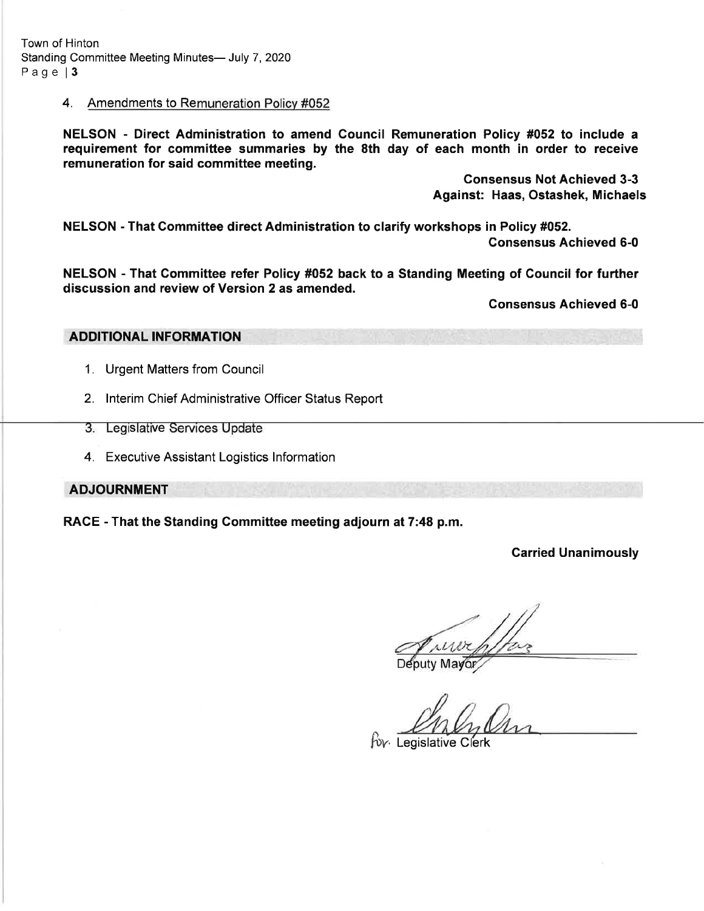4. Amendments to Remuneration Policy #052

**NELSON - Direct Administration to amend Council Remuneration Policy #052 to include a requirement for committee summaries by the 8th day of each month in order to receive remuneration for said committee meeting.**

**Consensus Not Achieved 3-3**
**Against: Haas, Ostashek, Michaels**

**NELSON - That Committee direct Administration to clarify workshops in Policy #052.**

**Consensus Achieved 6-0**

**NELSON - That Committee refer Policy #052 back to a Standing Meeting of Council for further discussion and review of Version 2 as amended.**

**Consensus Achieved 6-0**

## ADDITIONAL INFORMATION

1. Urgent Matters from Council
2. Interim Chief Administrative Officer Status Report
3. Legislative Services Update
4. Executive Assistant Logistics Information

## ADJOURNMENT

**RACE - That the Standing Committee meeting adjourn at 7:48 p.m.**

**Carried Unanimously**

Deputy Mayor

For Legislative Clerk